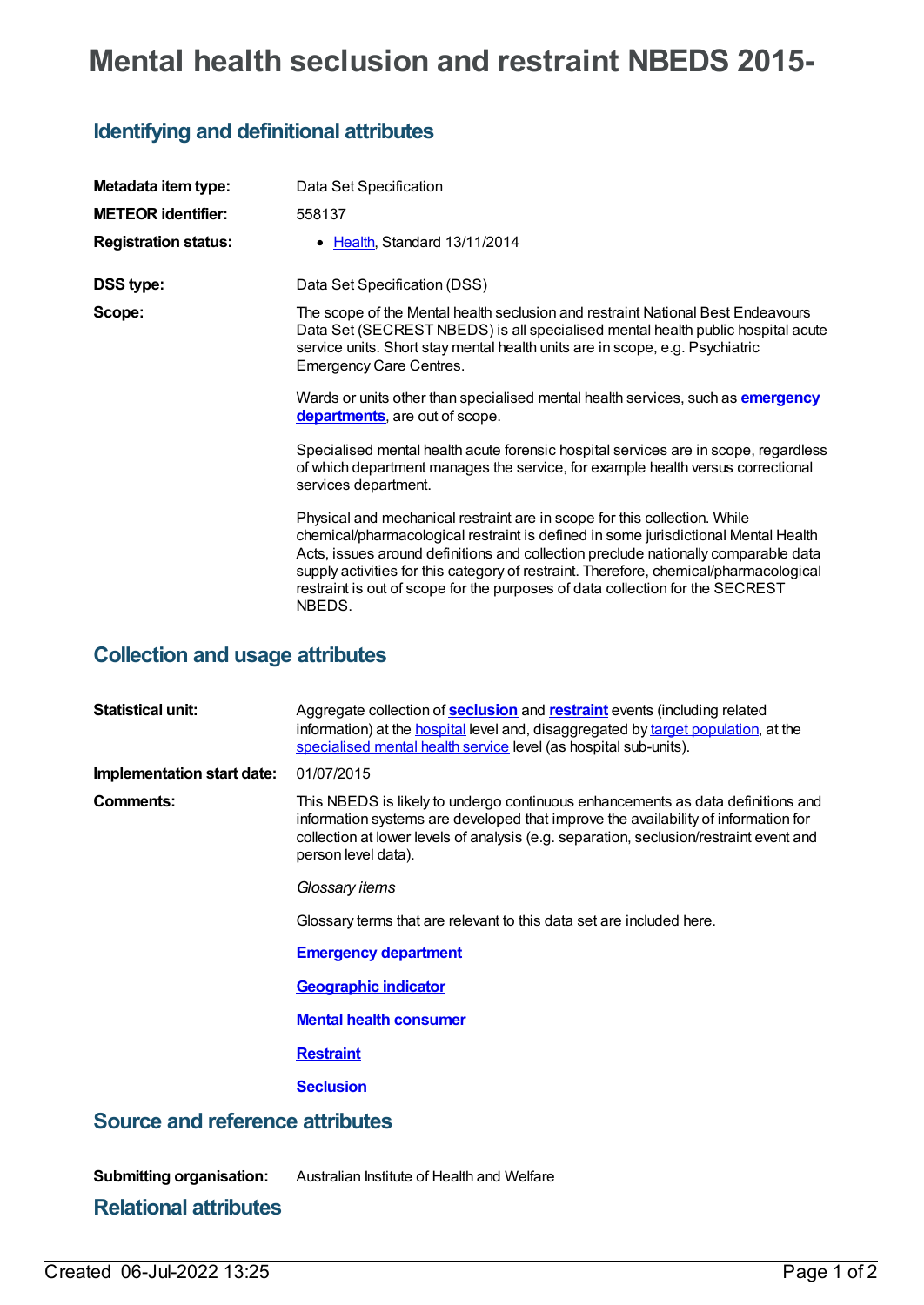# Mental health seclusion and restraint NBEDS 2015-

## Identifying and definitional attributes

| | |
|---|---|
| **Metadata item type:** | Data Set Specification |
| **METEOR identifier:** | 558137 |
| **Registration status:** | • Health, Standard 13/11/2014 |
| **DSS type:** | Data Set Specification (DSS) |
| **Scope:** | The scope of the Mental health seclusion and restraint National Best Endeavours Data Set (SECREST NBEDS) is all specialised mental health public hospital acute service units. Short stay mental health units are in scope, e.g. Psychiatric Emergency Care Centres.<br><br>Wards or units other than specialised mental health services, such as **emergency departments**, are out of scope.<br><br>Specialised mental health acute forensic hospital services are in scope, regardless of which department manages the service, for example health versus correctional services department.<br><br>Physical and mechanical restraint are in scope for this collection. While chemical/pharmacological restraint is defined in some jurisdictional Mental Health Acts, issues around definitions and collection preclude nationally comparable data supply activities for this category of restraint. Therefore, chemical/pharmacological restraint is out of scope for the purposes of data collection for the SECREST NBEDS. |

## Collection and usage attributes

| | |
|---|---|
| **Statistical unit:** | Aggregate collection of **seclusion** and **restraint** events (including related information) at the hospital level and, disaggregated by target population, at the specialised mental health service level (as hospital sub-units). |
| **Implementation start date:** | 01/07/2015 |
| **Comments:** | This NBEDS is likely to undergo continuous enhancements as data definitions and information systems are developed that improve the availability of information for collection at lower levels of analysis (e.g. separation, seclusion/restraint event and person level data).<br><br>*Glossary items*<br><br>Glossary terms that are relevant to this data set are included here.<br><br>**Emergency department**<br><br>**Geographic indicator**<br><br>**Mental health consumer**<br><br>**Restraint**<br><br>**Seclusion** |

## Source and reference attributes

| | |
|---|---|
| **Submitting organisation:** | Australian Institute of Health and Welfare |

## Relational attributes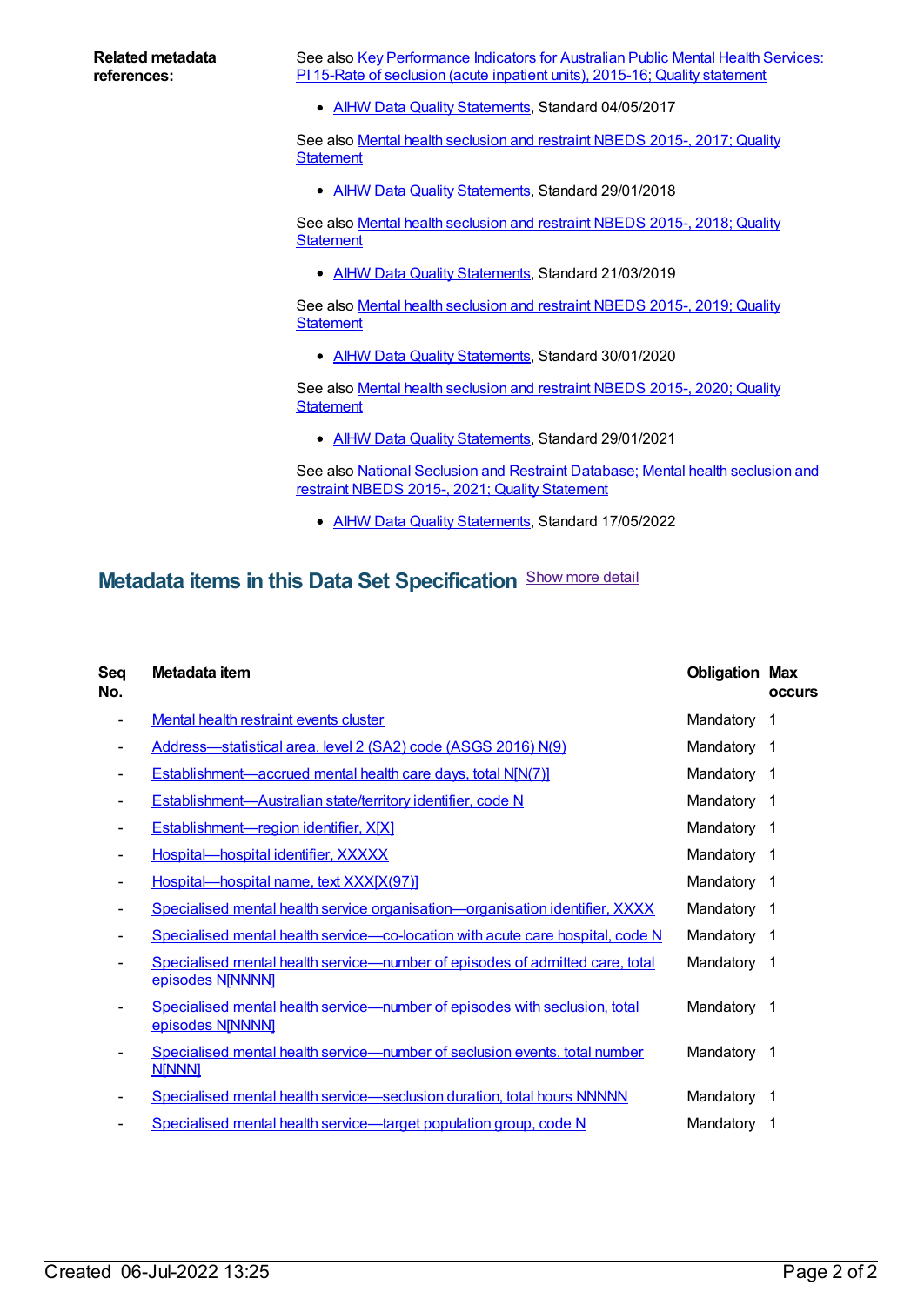**Related metadata references:**

See also Key Performance Indicators for Australian Public Mental Health Services: PI 15-Rate of seclusion (acute inpatient units), 2015-16; Quality statement

- AIHW Data Quality Statements, Standard 04/05/2017

See also Mental health seclusion and restraint NBEDS 2015-, 2017; Quality Statement

- AIHW Data Quality Statements, Standard 29/01/2018

See also Mental health seclusion and restraint NBEDS 2015-, 2018; Quality Statement

- AIHW Data Quality Statements, Standard 21/03/2019

See also Mental health seclusion and restraint NBEDS 2015-, 2019; Quality Statement

- AIHW Data Quality Statements, Standard 30/01/2020

See also Mental health seclusion and restraint NBEDS 2015-, 2020; Quality Statement

- AIHW Data Quality Statements, Standard 29/01/2021

See also National Seclusion and Restraint Database; Mental health seclusion and restraint NBEDS 2015-, 2021; Quality Statement

- AIHW Data Quality Statements, Standard 17/05/2022

## Metadata items in this Data Set Specification

Show more detail

| Seq No. | Metadata item | Obligation | Max occurs |
| --- | --- | --- | --- |
| - | Mental health restraint events cluster | Mandatory | 1 |
| - | Address—statistical area, level 2 (SA2) code (ASGS 2016) N(9) | Mandatory | 1 |
| - | Establishment—accrued mental health care days, total N[N(7)] | Mandatory | 1 |
| - | Establishment—Australian state/territory identifier, code N | Mandatory | 1 |
| - | Establishment—region identifier, X[X] | Mandatory | 1 |
| - | Hospital—hospital identifier, XXXXX | Mandatory | 1 |
| - | Hospital—hospital name, text XXX[X(97)] | Mandatory | 1 |
| - | Specialised mental health service organisation—organisation identifier, XXXX | Mandatory | 1 |
| - | Specialised mental health service—co-location with acute care hospital, code N | Mandatory | 1 |
| - | Specialised mental health service—number of episodes of admitted care, total episodes N[NNNN] | Mandatory | 1 |
| - | Specialised mental health service—number of episodes with seclusion, total episodes N[NNNN] | Mandatory | 1 |
| - | Specialised mental health service—number of seclusion events, total number N[NNN] | Mandatory | 1 |
| - | Specialised mental health service—seclusion duration, total hours NNNNN | Mandatory | 1 |
| - | Specialised mental health service—target population group, code N | Mandatory | 1 |